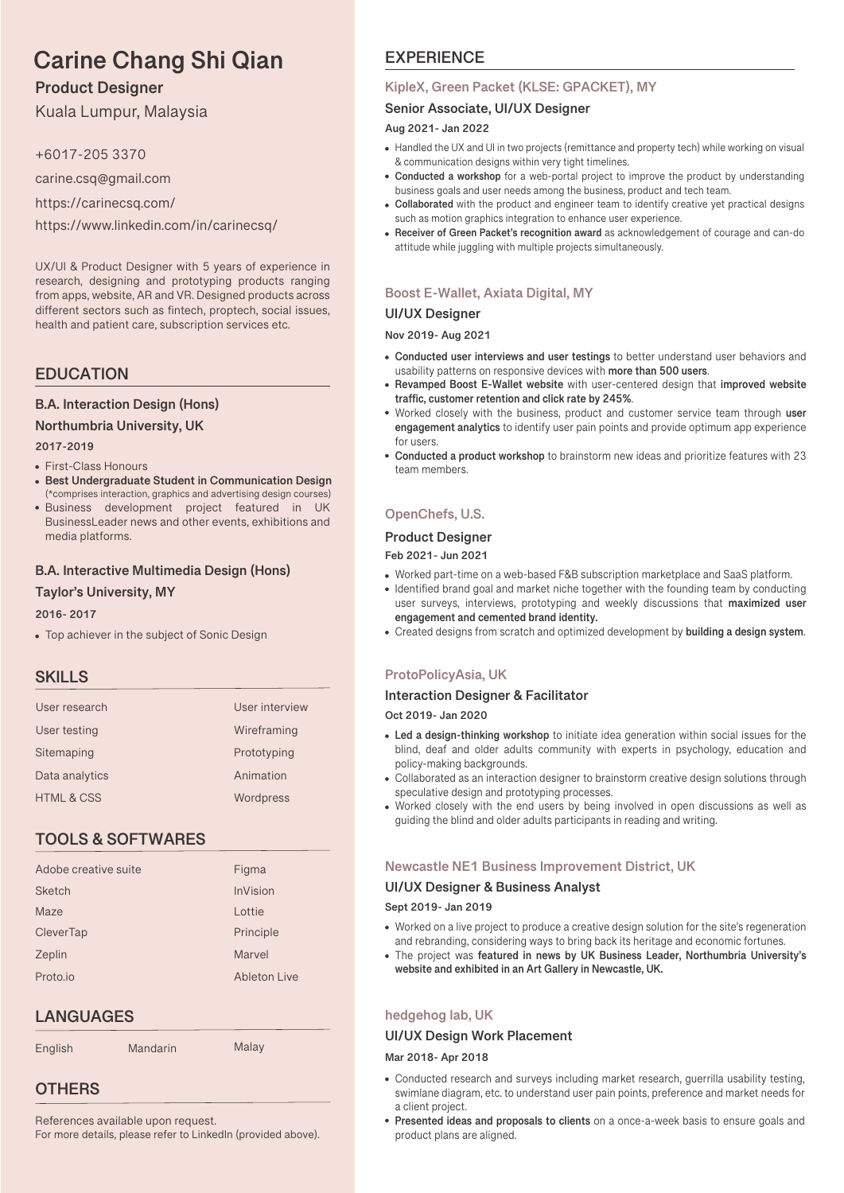# Carine Chang Shi Qian

**Product Designer**

Kuala Lumpur, Malaysia

+6017-205 3370

carine.csq@gmail.com

https://carinecsq.com/

https://www.linkedin.com/in/carinecsq/

UX/UI & Product Designer with 5 years of experience in research, designing and prototyping products ranging from apps, website, AR and VR. Designed products across different sectors such as fintech, proptech, social issues, health and patient care, subscription services etc.

## EDUCATION

### B.A. Interaction Design (Hons)

**Northumbria University, UK**

**2017-2019**

- First-Class Honours
- **Best Undergraduate Student in Communication Design** (*comprises interaction, graphics and advertising design courses)
- Business development project featured in UK BusinessLeader news and other events, exhibitions and media platforms.

### B.A. Interactive Multimedia Design (Hons)

**Taylor's University, MY**

**2016- 2017**

- Top achiever in the subject of Sonic Design

## SKILLS

| | |
|---|---|
| User research | User interview |
| User testing | Wireframing |
| Sitemaping | Prototyping |
| Data analytics | Animation |
| HTML & CSS | Wordpress |

## TOOLS & SOFTWARES

| | |
|---|---|
| Adobe creative suite | Figma |
| Sketch | InVision |
| Maze | Lottie |
| CleverTap | Principle |
| Zeplin | Marvel |
| Proto.io | Ableton Live |

## LANGUAGES

English | Mandarin | Malay

## OTHERS

References available upon request.
For more details, please refer to LinkedIn (provided above).

## EXPERIENCE

### KipleX, Green Packet (KLSE: GPACKET), MY

**Senior Associate, UI/UX Designer**

**Aug 2021- Jan 2022**

- Handled the UX and UI in two projects (remittance and property tech) while working on visual & communication designs within very tight timelines.
- **Conducted a workshop** for a web-portal project to improve the product by understanding business goals and user needs among the business, product and tech team.
- **Collaborated** with the product and engineer team to identify creative yet practical designs such as motion graphics integration to enhance user experience.
- **Receiver of Green Packet's recognition award** as acknowledgement of courage and can-do attitude while juggling with multiple projects simultaneously.

### Boost E-Wallet, Axiata Digital, MY

**UI/UX Designer**

**Nov 2019- Aug 2021**

- **Conducted user interviews and user testings** to better understand user behaviors and usability patterns on responsive devices with **more than 500 users**.
- **Revamped Boost E-Wallet website** with user-centered design that **improved website traffic, customer retention and click rate by 245%**.
- Worked closely with the business, product and customer service team through **user engagement analytics** to identify user pain points and provide optimum app experience for users.
- **Conducted a product workshop** to brainstorm new ideas and prioritize features with 23 team members.

### OpenChefs, U.S.

**Product Designer**

**Feb 2021- Jun 2021**

- Worked part-time on a web-based F&B subscription marketplace and SaaS platform.
- Identified brand goal and market niche together with the founding team by conducting user surveys, interviews, prototyping and weekly discussions that **maximized user engagement and cemented brand identity.**
- Created designs from scratch and optimized development by **building a design system**.

### ProtoPolicyAsia, UK

**Interaction Designer & Facilitator**

**Oct 2019- Jan 2020**

- **Led a design-thinking workshop** to initiate idea generation within social issues for the blind, deaf and older adults community with experts in psychology, education and policy-making backgrounds.
- Collaborated as an interaction designer to brainstorm creative design solutions through speculative design and prototyping processes.
- Worked closely with the end users by being involved in open discussions as well as guiding the blind and older adults participants in reading and writing.

### Newcastle NE1 Business Improvement District, UK

**UI/UX Designer & Business Analyst**

**Sept 2019- Jan 2019**

- Worked on a live project to produce a creative design solution for the site's regeneration and rebranding, considering ways to bring back its heritage and economic fortunes.
- The project was **featured in news by UK Business Leader, Northumbria University's website and exhibited in an Art Gallery in Newcastle, UK.**

### hedgehog lab, UK

**UI/UX Design Work Placement**

**Mar 2018- Apr 2018**

- Conducted research and surveys including market research, guerrilla usability testing, swimlane diagram, etc. to understand user pain points, preference and market needs for a client project.
- **Presented ideas and proposals to clients** on a once-a-week basis to ensure goals and product plans are aligned.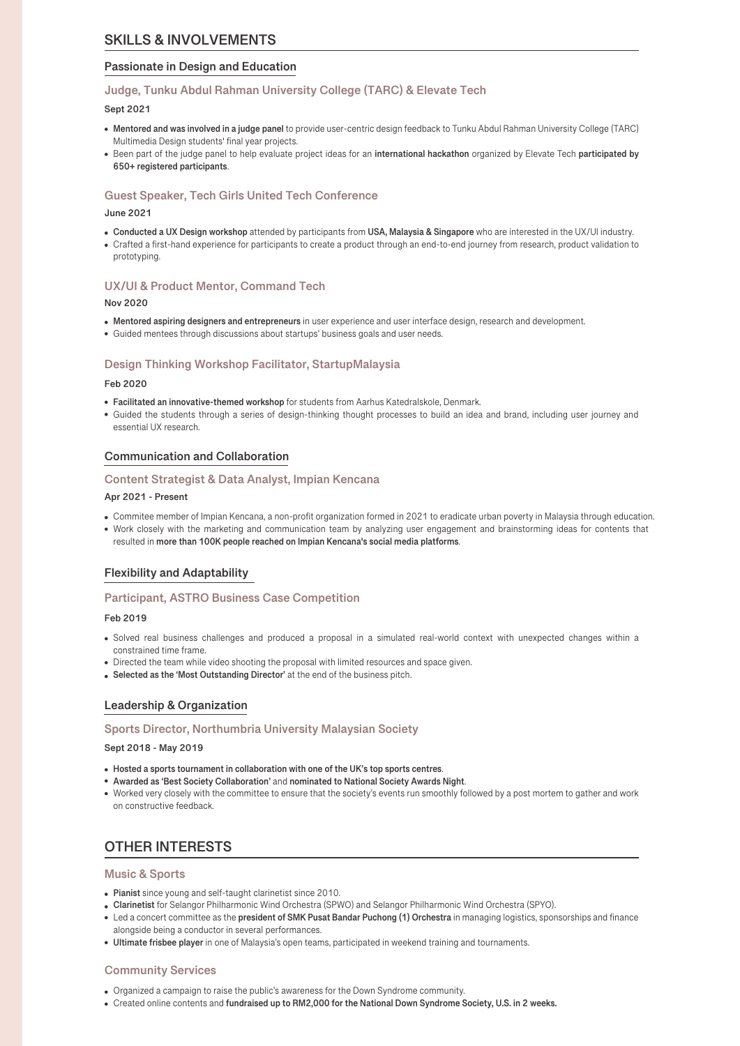## SKILLS & INVOLVEMENTS

### Passionate in Design and Education

#### Judge, Tunku Abdul Rahman University College (TARC) & Elevate Tech

**Sept 2021**

- **Mentored and was involved in a judge panel** to provide user-centric design feedback to Tunku Abdul Rahman University College (TARC) Multimedia Design students' final year projects.
- Been part of the judge panel to help evaluate project ideas for an **international hackathon** organized by Elevate Tech **participated by 650+ registered participants**.

#### Guest Speaker, Tech Girls United Tech Conference

**June 2021**

- **Conducted a UX Design workshop** attended by participants from **USA, Malaysia & Singapore** who are interested in the UX/UI industry.
- Crafted a first-hand experience for participants to create a product through an end-to-end journey from research, product validation to prototyping.

#### UX/UI & Product Mentor, Command Tech

**Nov 2020**

- **Mentored aspiring designers and entrepreneurs** in user experience and user interface design, research and development.
- Guided mentees through discussions about startups' business goals and user needs.

#### Design Thinking Workshop Facilitator, StartupMalaysia

**Feb 2020**

- **Facilitated an innovative-themed workshop** for students from Aarhus Katedralskole, Denmark.
- Guided the students through a series of design-thinking thought processes to build an idea and brand, including user journey and essential UX research.

### Communication and Collaboration

#### Content Strategist & Data Analyst, Impian Kencana

**Apr 2021 - Present**

- Commitee member of Impian Kencana, a non-profit organization formed in 2021 to eradicate urban poverty in Malaysia through education.
- Work closely with the marketing and communication team by analyzing user engagement and brainstorming ideas for contents that resulted in **more than 100K people reached on Impian Kencana's social media platforms**.

### Flexibility and Adaptability

#### Participant, ASTRO Business Case Competition

**Feb 2019**

- Solved real business challenges and produced a proposal in a simulated real-world context with unexpected changes within a constrained time frame.
- Directed the team while video shooting the proposal with limited resources and space given.
- **Selected as the 'Most Outstanding Director'** at the end of the business pitch.

### Leadership & Organization

#### Sports Director, Northumbria University Malaysian Society

**Sept 2018 - May 2019**

- **Hosted a sports tournament in collaboration with one of the UK's top sports centres**.
- **Awarded as 'Best Society Collaboration'** and **nominated to National Society Awards Night**.
- Worked very closely with the committee to ensure that the society's events run smoothly followed by a post mortem to gather and work on constructive feedback.

## OTHER INTERESTS

#### Music & Sports

- **Pianist** since young and self-taught clarinetist since 2010.
- **Clarinetist** for Selangor Philharmonic Wind Orchestra (SPWO) and Selangor Philharmonic Wind Orchestra (SPYO).
- Led a concert committee as the **president of SMK Pusat Bandar Puchong (1) Orchestra** in managing logistics, sponsorships and finance alongside being a conductor in several performances.
- **Ultimate frisbee player** in one of Malaysia's open teams, participated in weekend training and tournaments.

#### Community Services

- Organized a campaign to raise the public's awareness for the Down Syndrome community.
- Created online contents and **fundraised up to RM2,000 for the National Down Syndrome Society, U.S. in 2 weeks.**